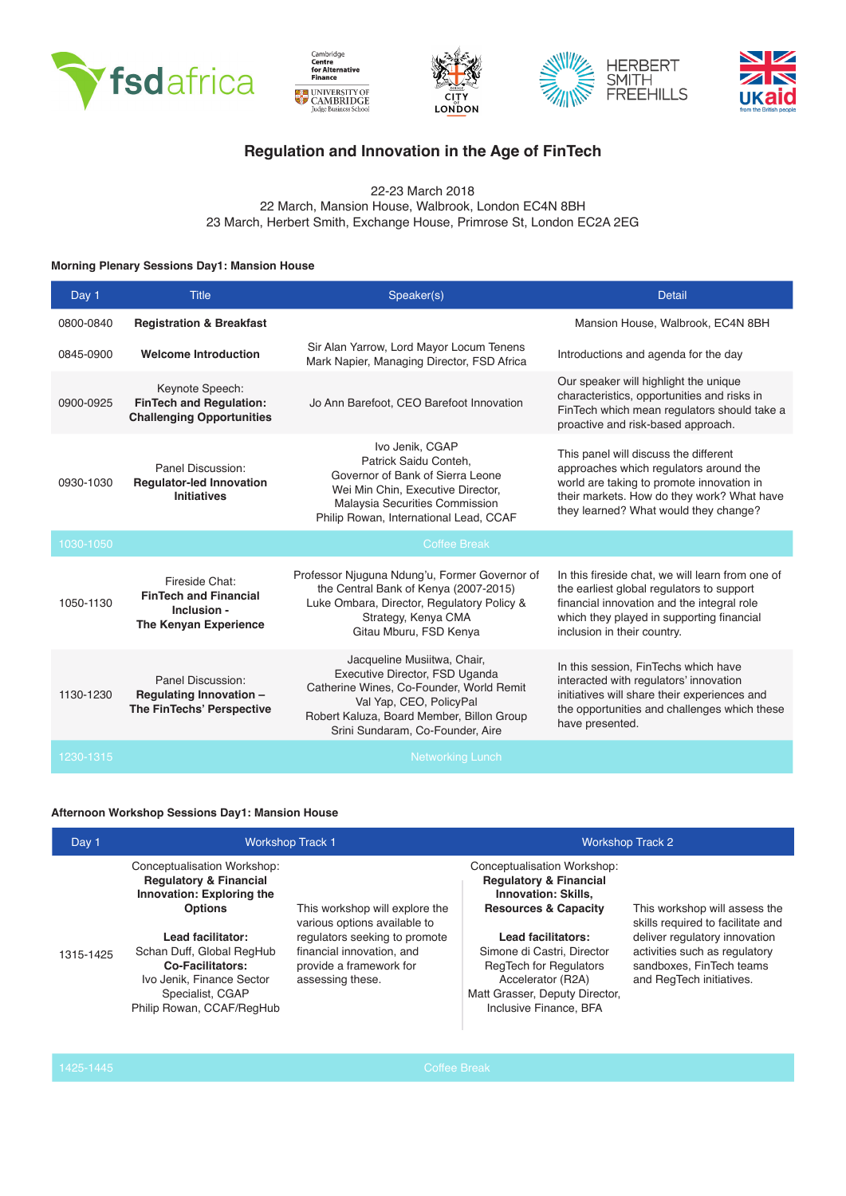# Regulation and Innovation in the Age of FinTech

22-23 March 2018
22 March, Mansion House, Walbrook, London EC4N 8BH
23 March, Herbert Smith, Exchange House, Primrose St, London EC2A 2EG

### Morning Plenary Sessions Day1: Mansion House

| Day 1 | Title | Speaker(s) | Detail |
|---|---|---|---|
| 0800-0840 | **Registration & Breakfast** | | Mansion House, Walbrook, EC4N 8BH |
| 0845-0900 | **Welcome Introduction** | Sir Alan Yarrow, Lord Mayor Locum Tenens<br>Mark Napier, Managing Director, FSD Africa | Introductions and agenda for the day |
| 0900-0925 | Keynote Speech:<br>**FinTech and Regulation: Challenging Opportunities** | Jo Ann Barefoot, CEO Barefoot Innovation | Our speaker will highlight the unique characteristics, opportunities and risks in FinTech which mean regulators should take a proactive and risk-based approach. |
| 0930-1030 | Panel Discussion:<br>**Regulator-led Innovation Initiatives** | Ivo Jenik, CGAP<br>Patrick Saidu Conteh, Governor of Bank of Sierra Leone<br>Wei Min Chin, Executive Director, Malaysia Securities Commission<br>Philip Rowan, International Lead, CCAF | This panel will discuss the different approaches which regulators around the world are taking to promote innovation in their markets. How do they work? What have they learned? What would they change? |
| 1030-1050 | Coffee Break | | |
| 1050-1130 | Fireside Chat:<br>**FinTech and Financial Inclusion - The Kenyan Experience** | Professor Njuguna Ndung'u, Former Governor of the Central Bank of Kenya (2007-2015)<br>Luke Ombara, Director, Regulatory Policy & Strategy, Kenya CMA<br>Gitau Mburu, FSD Kenya | In this fireside chat, we will learn from one of the earliest global regulators to support financial innovation and the integral role which they played in supporting financial inclusion in their country. |
| 1130-1230 | Panel Discussion:<br>**Regulating Innovation – The FinTechs' Perspective** | Jacqueline Musiitwa, Chair, Executive Director, FSD Uganda<br>Catherine Wines, Co-Founder, World Remit<br>Val Yap, CEO, PolicyPal<br>Robert Kaluza, Board Member, Billon Group<br>Srini Sundaram, Co-Founder, Aire | In this session, FinTechs which have interacted with regulators' innovation initiatives will share their experiences and the opportunities and challenges which these have presented. |
| 1230-1315 | Networking Lunch | | |

### Afternoon Workshop Sessions Day1: Mansion House

| Day 1 | Workshop Track 1 | | Workshop Track 2 | |
|---|---|---|---|---|
| 1315-1425 | Conceptualisation Workshop:<br>**Regulatory & Financial Innovation: Exploring the Options**<br><br>**Lead facilitator:**<br>Schan Duff, Global RegHub<br>**Co-Facilitators:**<br>Ivo Jenik, Finance Sector Specialist, CGAP<br>Philip Rowan, CCAF/RegHub | This workshop will explore the various options available to regulators seeking to promote financial innovation, and provide a framework for assessing these. | Conceptualisation Workshop:<br>**Regulatory & Financial Innovation: Skills, Resources & Capacity**<br><br>**Lead facilitators:**<br>Simone di Castri, Director RegTech for Regulators Accelerator (R2A)<br>Matt Grasser, Deputy Director, Inclusive Finance, BFA | This workshop will assess the skills required to facilitate and deliver regulatory innovation activities such as regulatory sandboxes, FinTech teams and RegTech initiatives. |
| 1425-1445 | Coffee Break | | | |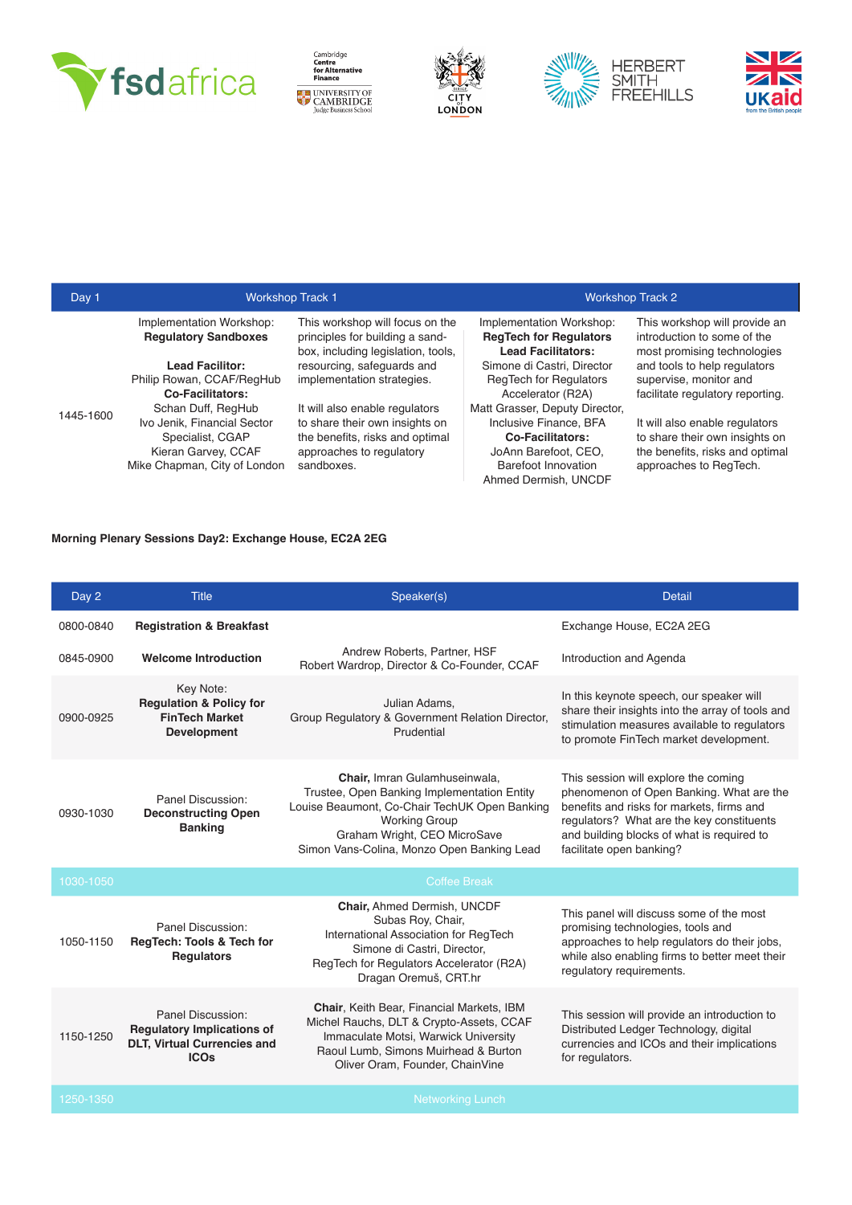| Day 1 | Workshop Track 1 | | Workshop Track 2 | |
|---|---|---|---|---|
| 1445-1600 | Implementation Workshop: **Regulatory Sandboxes** <br><br> **Lead Facilitor:** Philip Rowan, CCAF/RegHub **Co-Facilitators:** Schan Duff, RegHub Ivo Jenik, Financial Sector Specialist, CGAP Kieran Garvey, CCAF Mike Chapman, City of London | This workshop will focus on the principles for building a sand-box, including legislation, tools, resourcing, safeguards and implementation strategies. <br><br> It will also enable regulators to share their own insights on the benefits, risks and optimal approaches to regulatory sandboxes. | Implementation Workshop: **RegTech for Regulators** **Lead Facilitators:** Simone di Castri, Director RegTech for Regulators Accelerator (R2A) Matt Grasser, Deputy Director, Inclusive Finance, BFA **Co-Facilitators:** JoAnn Barefoot, CEO, Barefoot Innovation Ahmed Dermish, UNCDF | This workshop will provide an introduction to some of the most promising technologies and tools to help regulators supervise, monitor and facilitate regulatory reporting. <br><br> It will also enable regulators to share their own insights on the benefits, risks and optimal approaches to RegTech. |

**Morning Plenary Sessions Day2: Exchange House, EC2A 2EG**

| Day 2 | Title | Speaker(s) | Detail |
|---|---|---|---|
| 0800-0840 | **Registration & Breakfast** | | Exchange House, EC2A 2EG |
| 0845-0900 | **Welcome Introduction** | Andrew Roberts, Partner, HSF <br> Robert Wardrop, Director & Co-Founder, CCAF | Introduction and Agenda |
| 0900-0925 | Key Note: **Regulation & Policy for FinTech Market Development** | Julian Adams, Group Regulatory & Government Relation Director, Prudential | In this keynote speech, our speaker will share their insights into the array of tools and stimulation measures available to regulators to promote FinTech market development. |
| 0930-1030 | Panel Discussion: **Deconstructing Open Banking** | **Chair,** Imran Gulamhuseinwala, Trustee, Open Banking Implementation Entity <br> Louise Beaumont, Co-Chair TechUK Open Banking Working Group <br> Graham Wright, CEO MicroSave <br> Simon Vans-Colina, Monzo Open Banking Lead | This session will explore the coming phenomenon of Open Banking. What are the benefits and risks for markets, firms and regulators? What are the key constituents and building blocks of what is required to facilitate open banking? |
| 1030-1050 | Coffee Break | | |
| 1050-1150 | Panel Discussion: **RegTech: Tools & Tech for Regulators** | **Chair,** Ahmed Dermish, UNCDF <br> Subas Roy, Chair, International Association for RegTech <br> Simone di Castri, Director, RegTech for Regulators Accelerator (R2A) <br> Dragan Oremuš, CRT.hr | This panel will discuss some of the most promising technologies, tools and approaches to help regulators do their jobs, while also enabling firms to better meet their regulatory requirements. |
| 1150-1250 | Panel Discussion: **Regulatory Implications of DLT, Virtual Currencies and ICOs** | **Chair**, Keith Bear, Financial Markets, IBM <br> Michel Rauchs, DLT & Crypto-Assets, CCAF <br> Immaculate Motsi, Warwick University <br> Raoul Lumb, Simons Muirhead & Burton <br> Oliver Oram, Founder, ChainVine | This session will provide an introduction to Distributed Ledger Technology, digital currencies and ICOs and their implications for regulators. |
| 1250-1350 | Networking Lunch | | |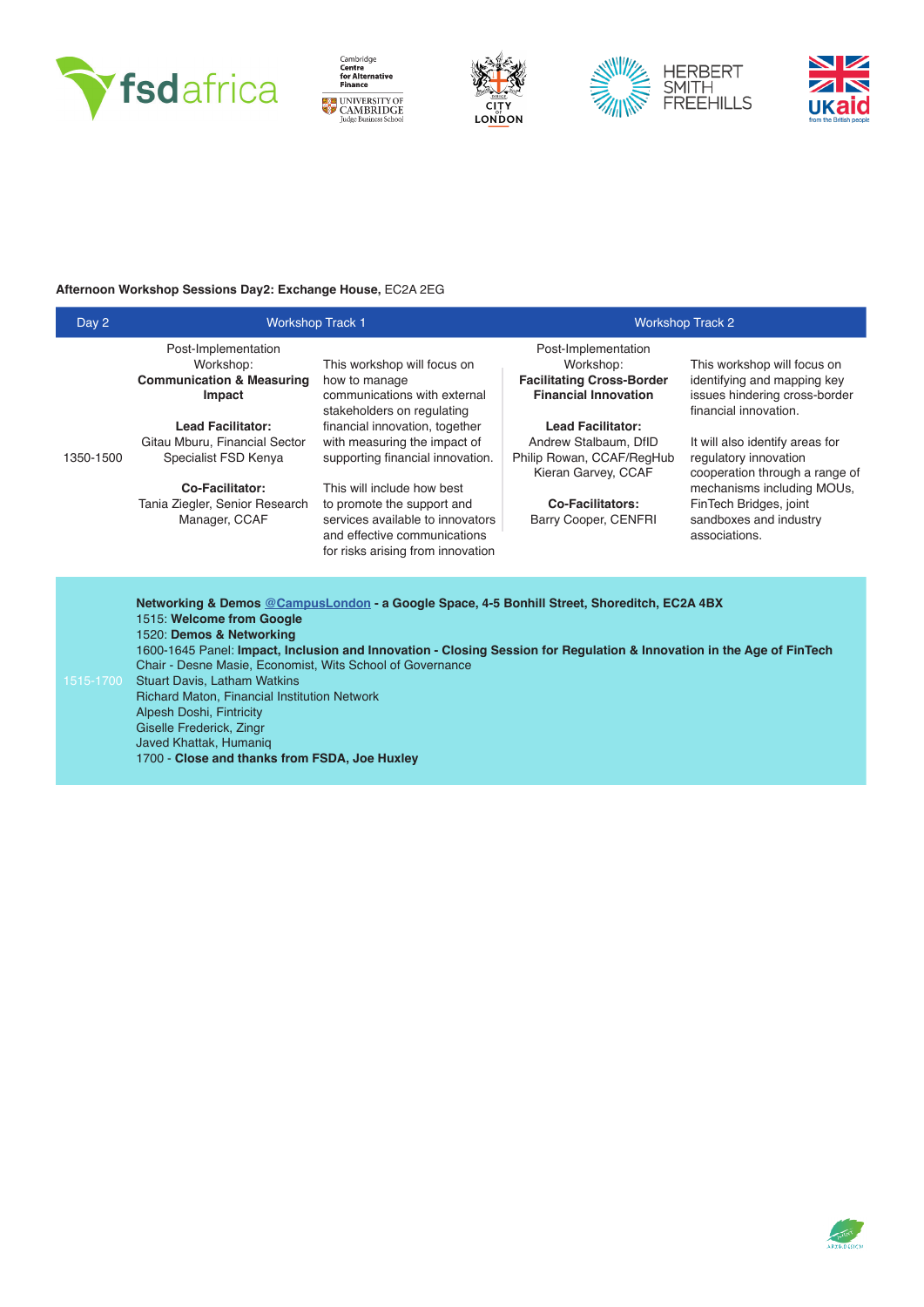**Afternoon Workshop Sessions Day2: Exchange House,** EC2A 2EG

| Day 2 | Workshop Track 1 | | Workshop Track 2 | |
|---|---|---|---|---|
| 1350-1500 | Post-Implementation Workshop: **Communication & Measuring Impact**<br><br>**Lead Facilitator:**<br>Gitau Mburu, Financial Sector Specialist FSD Kenya<br><br>**Co-Facilitator:**<br>Tania Ziegler, Senior Research Manager, CCAF | This workshop will focus on how to manage communications with external stakeholders on regulating financial innovation, together with measuring the impact of supporting financial innovation.<br><br>This will include how best to promote the support and services available to innovators and effective communications for risks arising from innovation | Post-Implementation Workshop: **Facilitating Cross-Border Financial Innovation**<br><br>**Lead Facilitator:**<br>Andrew Stalbaum, DfID<br>Philip Rowan, CCAF/RegHub<br>Kieran Garvey, CCAF<br><br>**Co-Facilitators:**<br>Barry Cooper, CENFRI | This workshop will focus on identifying and mapping key issues hindering cross-border financial innovation.<br><br>It will also identify areas for regulatory innovation cooperation through a range of mechanisms including MOUs, FinTech Bridges, joint sandboxes and industry associations. |
| 1515-1700 | **Networking & Demos** @CampusLondon **- a Google Space, 4-5 Bonhill Street, Shoreditch, EC2A 4BX**<br>1515: **Welcome from Google**<br>1520: **Demos & Networking**<br>1600-1645 Panel: **Impact, Inclusion and Innovation - Closing Session for Regulation & Innovation in the Age of FinTech**<br>Chair - Desne Masie, Economist, Wits School of Governance<br>Stuart Davis, Latham Watkins<br>Richard Maton, Financial Institution Network<br>Alpesh Doshi, Fintricity<br>Giselle Frederick, Zingr<br>Javed Khattak, Humaniq<br>1700 - **Close and thanks from FSDA, Joe Huxley** | | | |